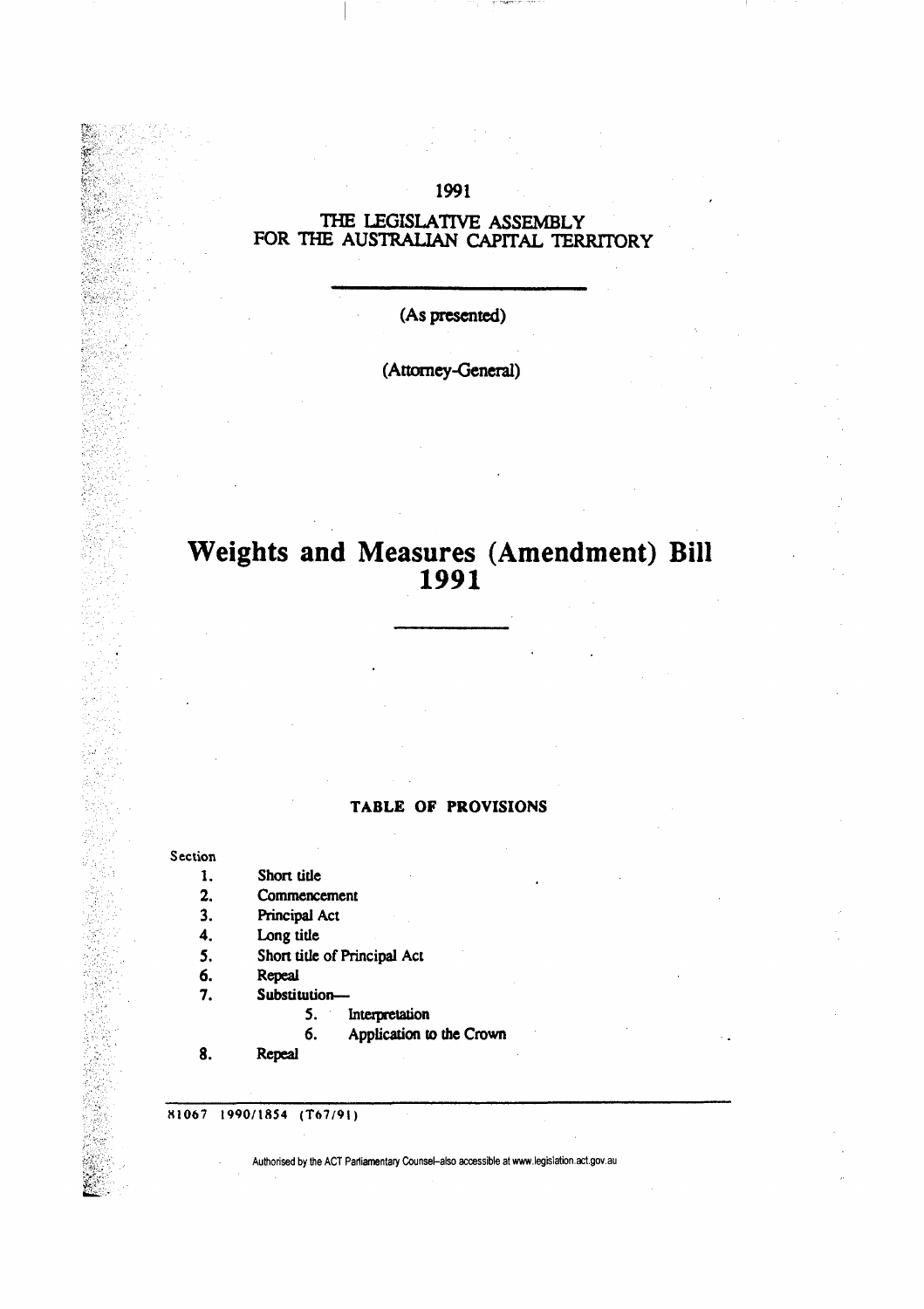1991

THE LEGISLATIVE ASSEMBLY
FOR THE AUSTRALIAN CAPITAL TERRITORY

(As presented)

(Attorney-General)

# Weights and Measures (Amendment) Bill 1991

## TABLE OF PROVISIONS

Section

1. Short title
2. Commencement
3. Principal Act
4. Long title
5. Short title of Principal Act
6. Repeal
7. Substitution—
   - 5. Interpretation
   - 6. Application to the Crown
8. Repeal

81067 1990/1854 (T67/91)

Authorised by the ACT Parliamentary Counsel–also accessible at www.legislation.act.gov.au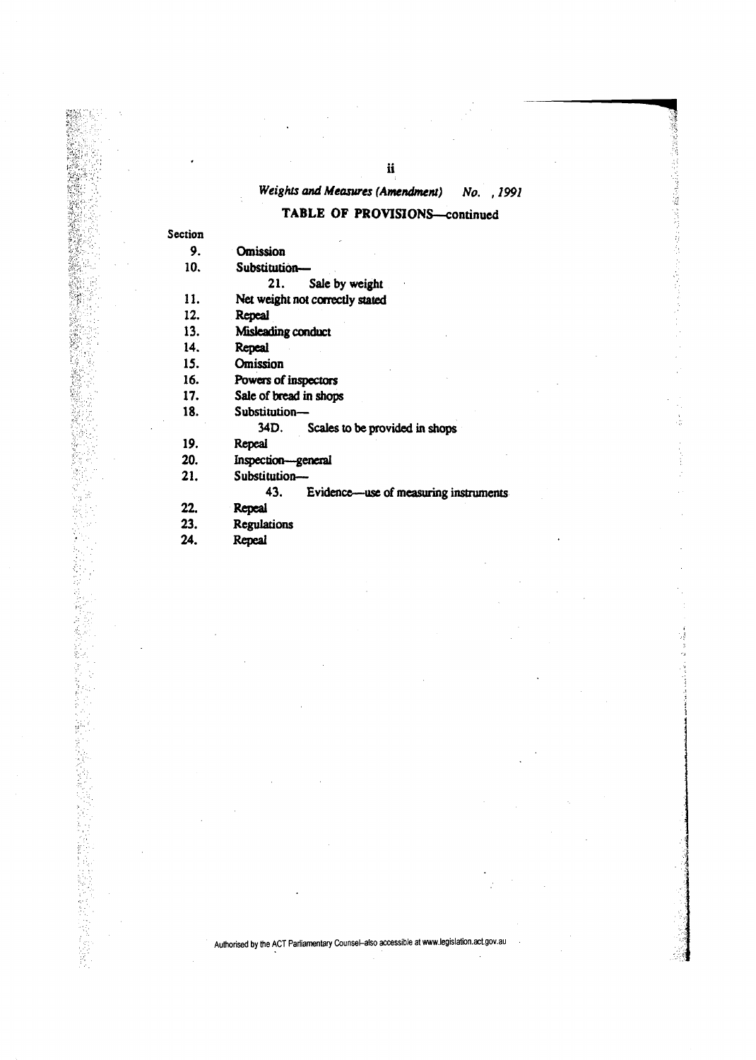*Weights and Measures (Amendment) No. , 1991*

## TABLE OF PROVISIONS—continued

Section

9. Omission
10. Substitution—
    21. Sale by weight
11. Net weight not correctly stated
12. Repeal
13. Misleading conduct
14. Repeal
15. Omission
16. Powers of inspectors
17. Sale of bread in shops
18. Substitution—
    34D. Scales to be provided in shops
19. Repeal
20. Inspection—general
21. Substitution—
    43. Evidence—use of measuring instruments
22. Repeal
23. Regulations
24. Repeal

Authorised by the ACT Parliamentary Counsel–also accessible at www.legislation.act.gov.au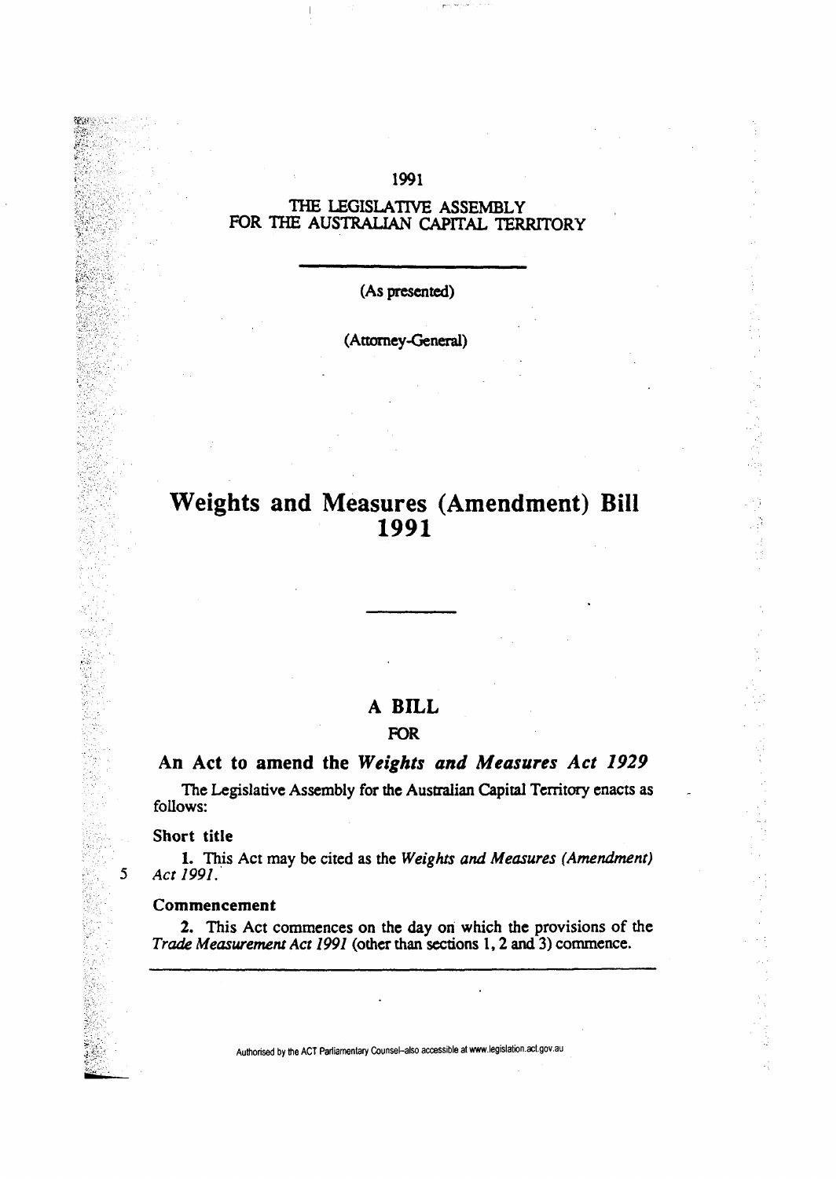1991

THE LEGISLATIVE ASSEMBLY
FOR THE AUSTRALIAN CAPITAL TERRITORY

(As presented)

(Attorney-General)

# Weights and Measures (Amendment) Bill 1991

## A BILL

FOR

## An Act to amend the *Weights and Measures Act 1929*

The Legislative Assembly for the Australian Capital Territory enacts as follows:

### Short title

**1.** This Act may be cited as the *Weights and Measures (Amendment) Act 1991*.

### Commencement

**2.** This Act commences on the day on which the provisions of the *Trade Measurement Act 1991* (other than sections 1, 2 and 3) commence.

Authorised by the ACT Parliamentary Counsel–also accessible at www.legislation.act.gov.au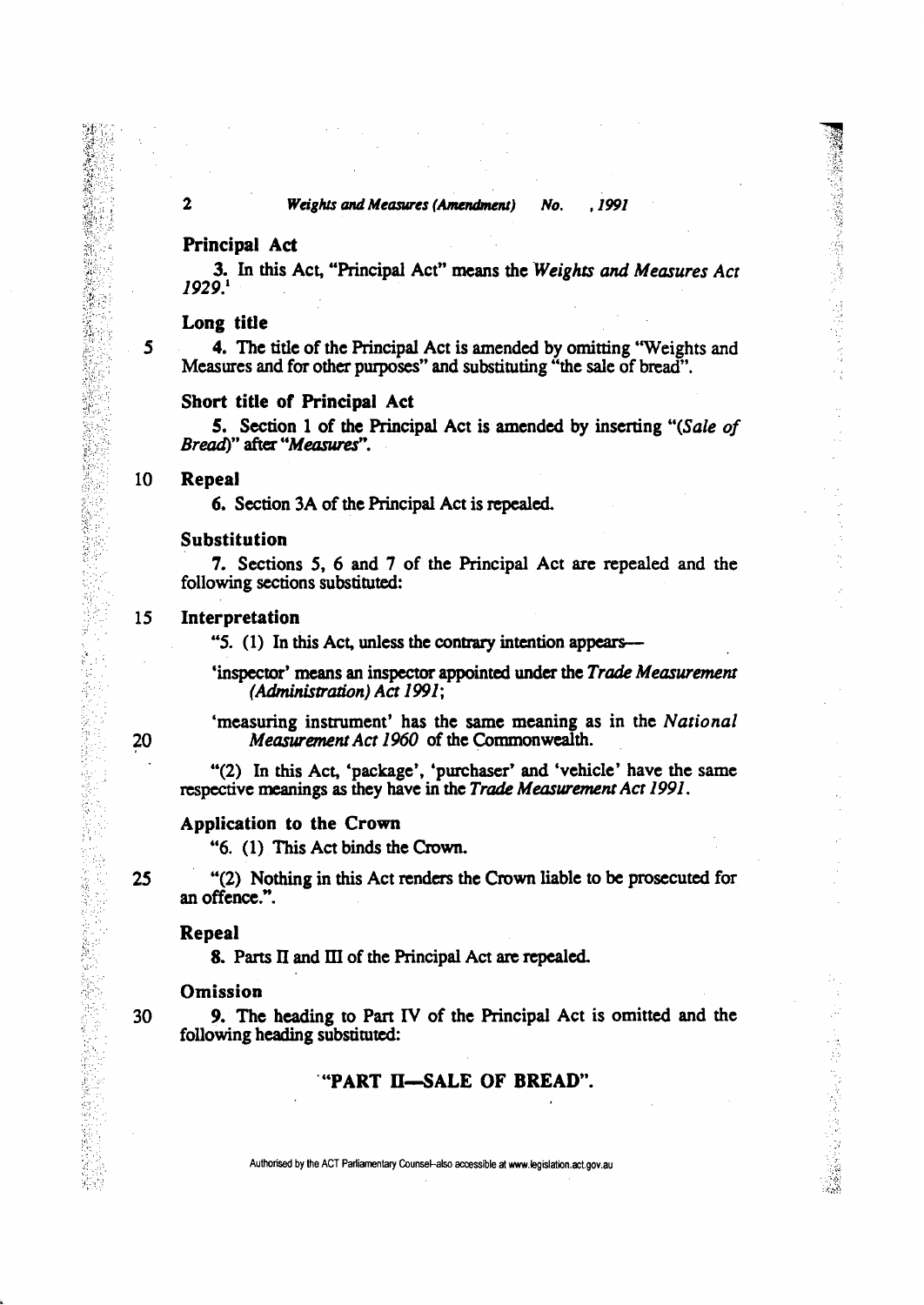**Principal Act**

3. In this Act, "Principal Act" means the *Weights and Measures Act 1929*.[1]

**Long title**

4. The title of the Principal Act is amended by omitting "Weights and Measures and for other purposes" and substituting "the sale of bread".

**Short title of Principal Act**

5. Section 1 of the Principal Act is amended by inserting "*(Sale of Bread)*" after "*Measures*".

**Repeal**

6. Section 3A of the Principal Act is repealed.

**Substitution**

7. Sections 5, 6 and 7 of the Principal Act are repealed and the following sections substituted:

**Interpretation**

"5. (1) In this Act, unless the contrary intention appears—

'inspector' means an inspector appointed under the *Trade Measurement (Administration) Act 1991*;

'measuring instrument' has the same meaning as in the *National Measurement Act 1960* of the Commonwealth.

"(2) In this Act, 'package', 'purchaser' and 'vehicle' have the same respective meanings as they have in the *Trade Measurement Act 1991*.

**Application to the Crown**

"6. (1) This Act binds the Crown.

"(2) Nothing in this Act renders the Crown liable to be prosecuted for an offence.".

**Repeal**

8. Parts II and III of the Principal Act are repealed.

**Omission**

9. The heading to Part IV of the Principal Act is omitted and the following heading substituted:

**"PART II—SALE OF BREAD".**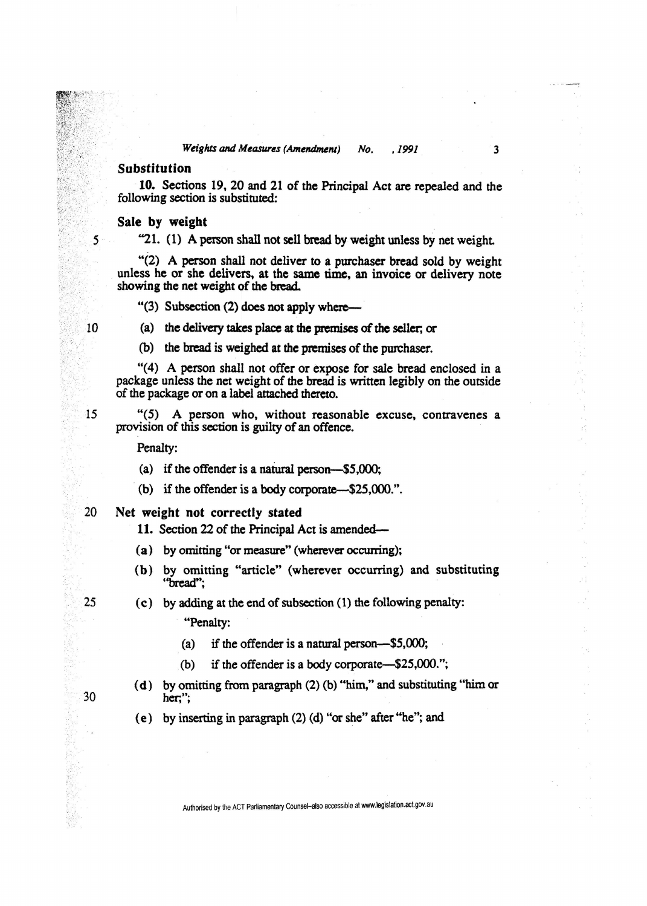### Substitution

**10.** Sections 19, 20 and 21 of the Principal Act are repealed and the following section is substituted:

### Sale by weight

"21. (1) A person shall not sell bread by weight unless by net weight.

"(2) A person shall not deliver to a purchaser bread sold by weight unless he or she delivers, at the same time, an invoice or delivery note showing the net weight of the bread.

"(3) Subsection (2) does not apply where—

(a) the delivery takes place at the premises of the seller; or

(b) the bread is weighed at the premises of the purchaser.

"(4) A person shall not offer or expose for sale bread enclosed in a package unless the net weight of the bread is written legibly on the outside of the package or on a label attached thereto.

"(5) A person who, without reasonable excuse, contravenes a provision of this section is guilty of an offence.

Penalty:

(a) if the offender is a natural person—$5,000;

(b) if the offender is a body corporate—$25,000.".

### Net weight not correctly stated

**11.** Section 22 of the Principal Act is amended—

**(a)** by omitting "or measure" (wherever occurring);

**(b)** by omitting "article" (wherever occurring) and substituting "bread";

**(c)** by adding at the end of subsection (1) the following penalty:

"Penalty:

(a) if the offender is a natural person—$5,000;

(b) if the offender is a body corporate—$25,000.";

**(d)** by omitting from paragraph (2) (b) "him," and substituting "him or her;";

**(e)** by inserting in paragraph (2) (d) "or she" after "he"; and

Authorised by the ACT Parliamentary Counsel–also accessible at www.legislation.act.gov.au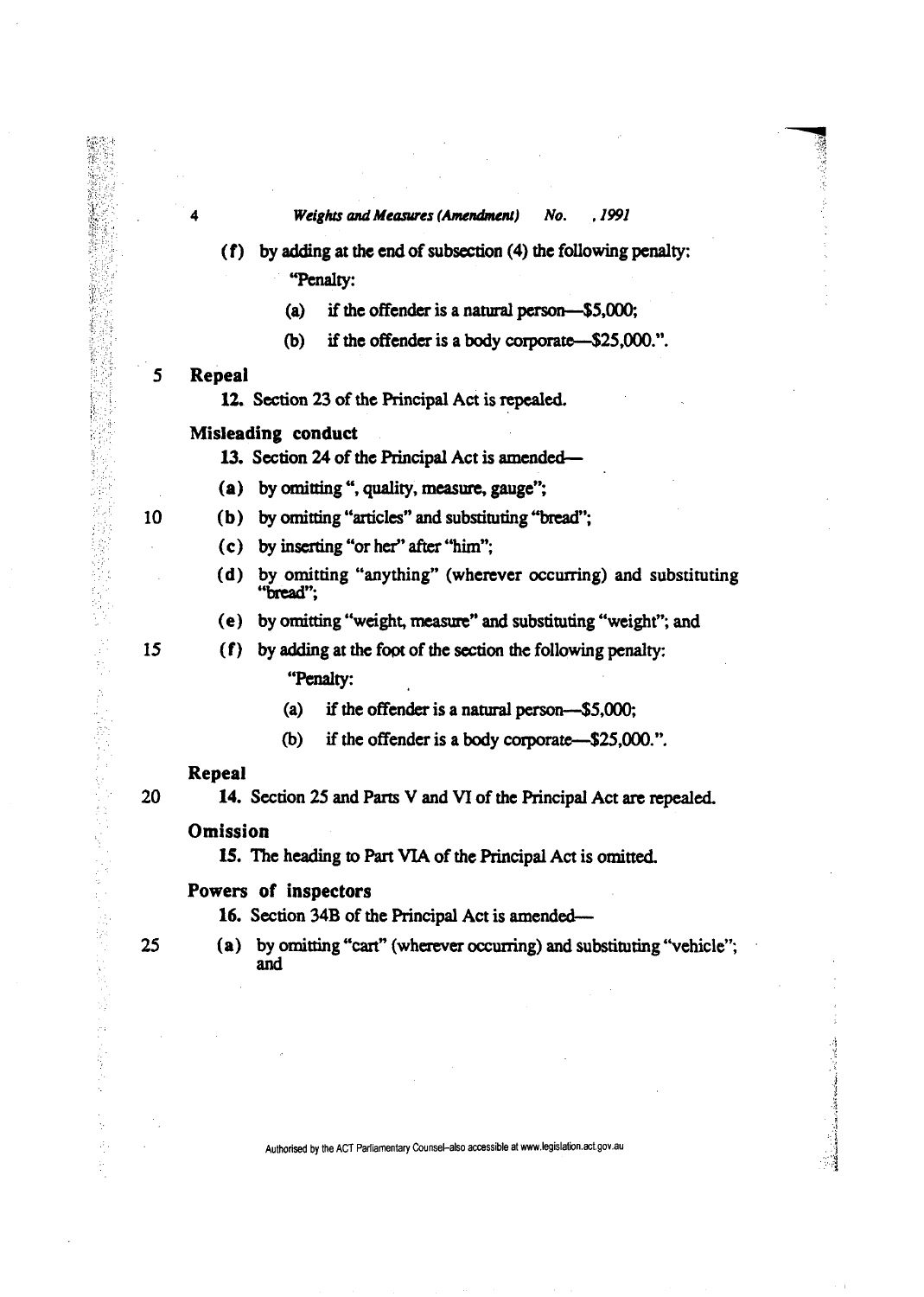(f) by adding at the end of subsection (4) the following penalty:

"Penalty:

(a) if the offender is a natural person—$5,000;

(b) if the offender is a body corporate—$25,000.".

**Repeal**

12. Section 23 of the Principal Act is repealed.

**Misleading conduct**

13. Section 24 of the Principal Act is amended—

(a) by omitting ", quality, measure, gauge";

(b) by omitting "articles" and substituting "bread";

(c) by inserting "or her" after "him";

(d) by omitting "anything" (wherever occurring) and substituting "bread";

(e) by omitting "weight, measure" and substituting "weight"; and

(f) by adding at the foot of the section the following penalty:

"Penalty:

(a) if the offender is a natural person—$5,000;

(b) if the offender is a body corporate—$25,000.".

**Repeal**

14. Section 25 and Parts V and VI of the Principal Act are repealed.

**Omission**

15. The heading to Part VIA of the Principal Act is omitted.

**Powers of inspectors**

16. Section 34B of the Principal Act is amended—

(a) by omitting "cart" (wherever occurring) and substituting "vehicle"; and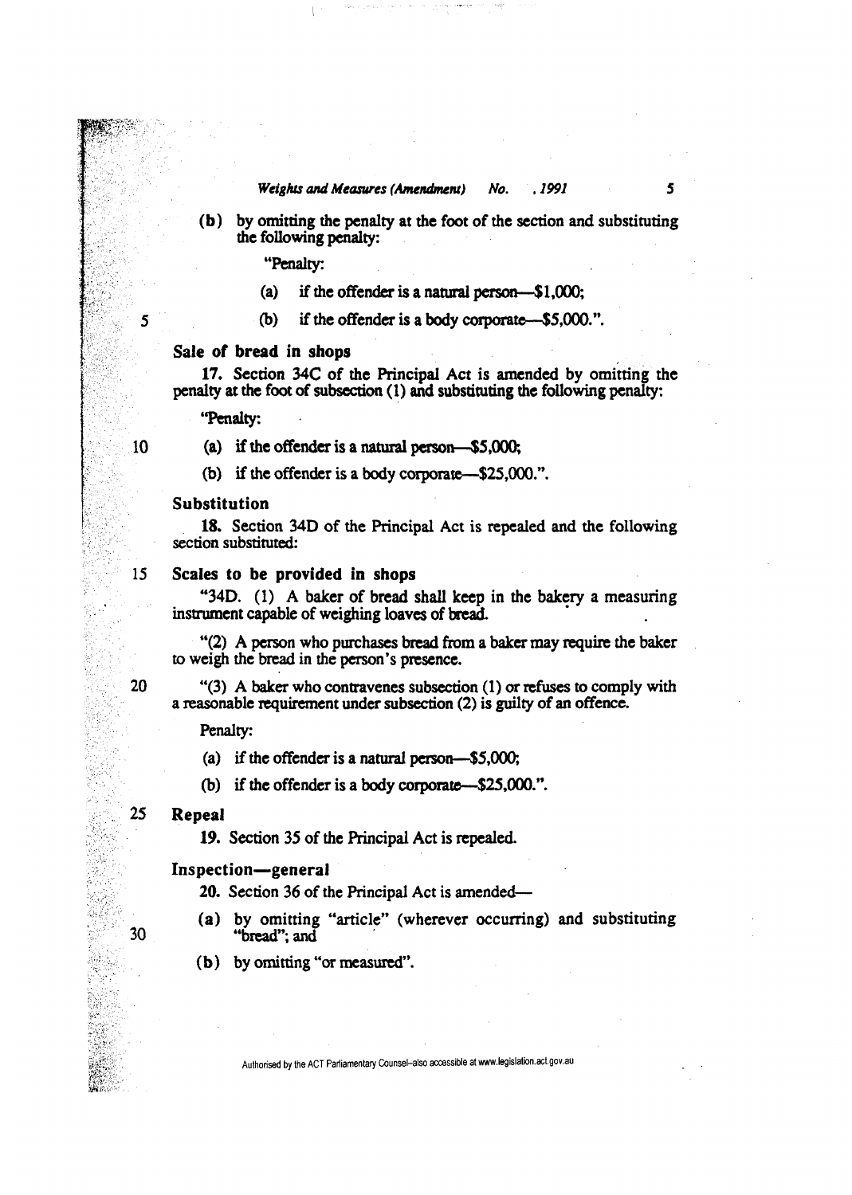(b) by omitting the penalty at the foot of the section and substituting the following penalty:

"Penalty:

(a) if the offender is a natural person—$1,000;

(b) if the offender is a body corporate—$5,000.".

### Sale of bread in shops

**17.** Section 34C of the Principal Act is amended by omitting the penalty at the foot of subsection (1) and substituting the following penalty:

"Penalty:

(a) if the offender is a natural person—$5,000;

(b) if the offender is a body corporate—$25,000.".

### Substitution

**18.** Section 34D of the Principal Act is repealed and the following section substituted:

### Scales to be provided in shops

"34D. (1) A baker of bread shall keep in the bakery a measuring instrument capable of weighing loaves of bread.

"(2) A person who purchases bread from a baker may require the baker to weigh the bread in the person's presence.

"(3) A baker who contravenes subsection (1) or refuses to comply with a reasonable requirement under subsection (2) is guilty of an offence.

Penalty:

(a) if the offender is a natural person—$5,000;

(b) if the offender is a body corporate—$25,000.".

### Repeal

**19.** Section 35 of the Principal Act is repealed.

### Inspection—general

**20.** Section 36 of the Principal Act is amended—

(a) by omitting "article" (wherever occurring) and substituting "bread"; and

(b) by omitting "or measured".

Authorised by the ACT Parliamentary Counsel–also accessible at www.legislation.act.gov.au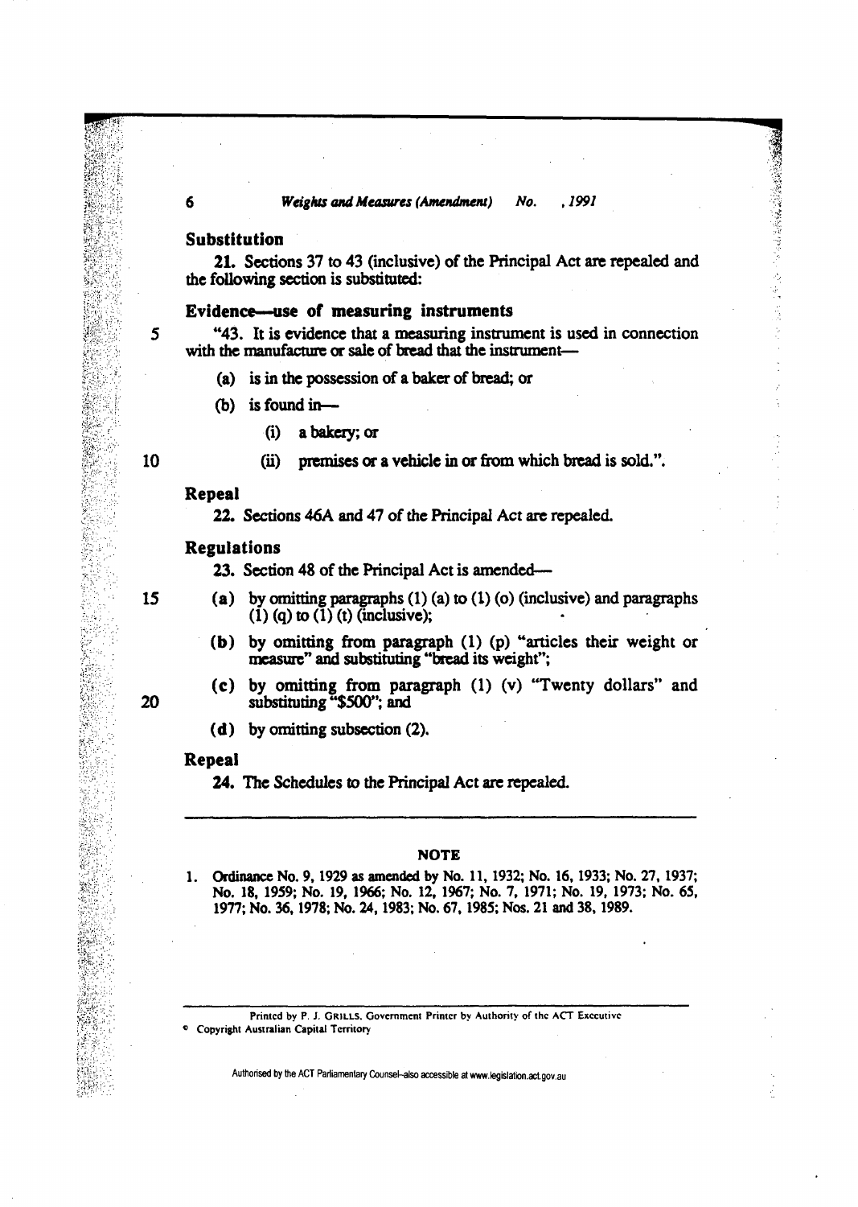### Substitution

**21.** Sections 37 to 43 (inclusive) of the Principal Act are repealed and the following section is substituted:

### Evidence—use of measuring instruments

"**43.** It is evidence that a measuring instrument is used in connection with the manufacture or sale of bread that the instrument—

- (a) is in the possession of a baker of bread; or
- (b) is found in—
  - (i) a bakery; or
  - (ii) premises or a vehicle in or from which bread is sold.".

### Repeal

**22.** Sections 46A and 47 of the Principal Act are repealed.

### Regulations

**23.** Section 48 of the Principal Act is amended—

- **(a)** by omitting paragraphs (1) (a) to (1) (o) (inclusive) and paragraphs (1) (q) to (1) (t) (inclusive);
- **(b)** by omitting from paragraph (1) (p) "articles their weight or measure" and substituting "bread its weight";
- **(c)** by omitting from paragraph (1) (v) "Twenty dollars" and substituting "$500"; and
- **(d)** by omitting subsection (2).

### Repeal

**24.** The Schedules to the Principal Act are repealed.

---

**NOTE**

1. Ordinance No. 9, 1929 as amended by No. 11, 1932; No. 16, 1933; No. 27, 1937; No. 18, 1959; No. 19, 1966; No. 12, 1967; No. 7, 1971; No. 19, 1973; No. 65, 1977; No. 36, 1978; No. 24, 1983; No. 67, 1985; Nos. 21 and 38, 1989.

---

Printed by P. J. GRILLS, Government Printer by Authority of the ACT Executive
© Copyright Australian Capital Territory

Authorised by the ACT Parliamentary Counsel–also accessible at www.legislation.act.gov.au